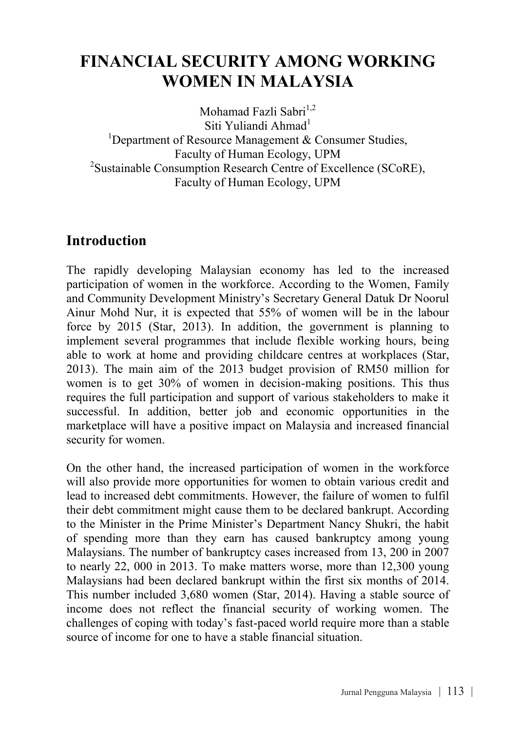# FINANCIAL SECURITY AMONG WORKING WOMEN IN MALAYSIA

Mohamad Fazli Sabri[1,2]
Siti Yuliandi Ahmad[1]
[1]Department of Resource Management & Consumer Studies, Faculty of Human Ecology, UPM
[2]Sustainable Consumption Research Centre of Excellence (SCoRE), Faculty of Human Ecology, UPM

## Introduction

The rapidly developing Malaysian economy has led to the increased participation of women in the workforce. According to the Women, Family and Community Development Ministry's Secretary General Datuk Dr Noorul Ainur Mohd Nur, it is expected that 55% of women will be in the labour force by 2015 (Star, 2013). In addition, the government is planning to implement several programmes that include flexible working hours, being able to work at home and providing childcare centres at workplaces (Star, 2013). The main aim of the 2013 budget provision of RM50 million for women is to get 30% of women in decision-making positions. This thus requires the full participation and support of various stakeholders to make it successful. In addition, better job and economic opportunities in the marketplace will have a positive impact on Malaysia and increased financial security for women.

On the other hand, the increased participation of women in the workforce will also provide more opportunities for women to obtain various credit and lead to increased debt commitments. However, the failure of women to fulfil their debt commitment might cause them to be declared bankrupt. According to the Minister in the Prime Minister's Department Nancy Shukri, the habit of spending more than they earn has caused bankruptcy among young Malaysians. The number of bankruptcy cases increased from 13, 200 in 2007 to nearly 22, 000 in 2013. To make matters worse, more than 12,300 young Malaysians had been declared bankrupt within the first six months of 2014. This number included 3,680 women (Star, 2014). Having a stable source of income does not reflect the financial security of working women. The challenges of coping with today's fast-paced world require more than a stable source of income for one to have a stable financial situation.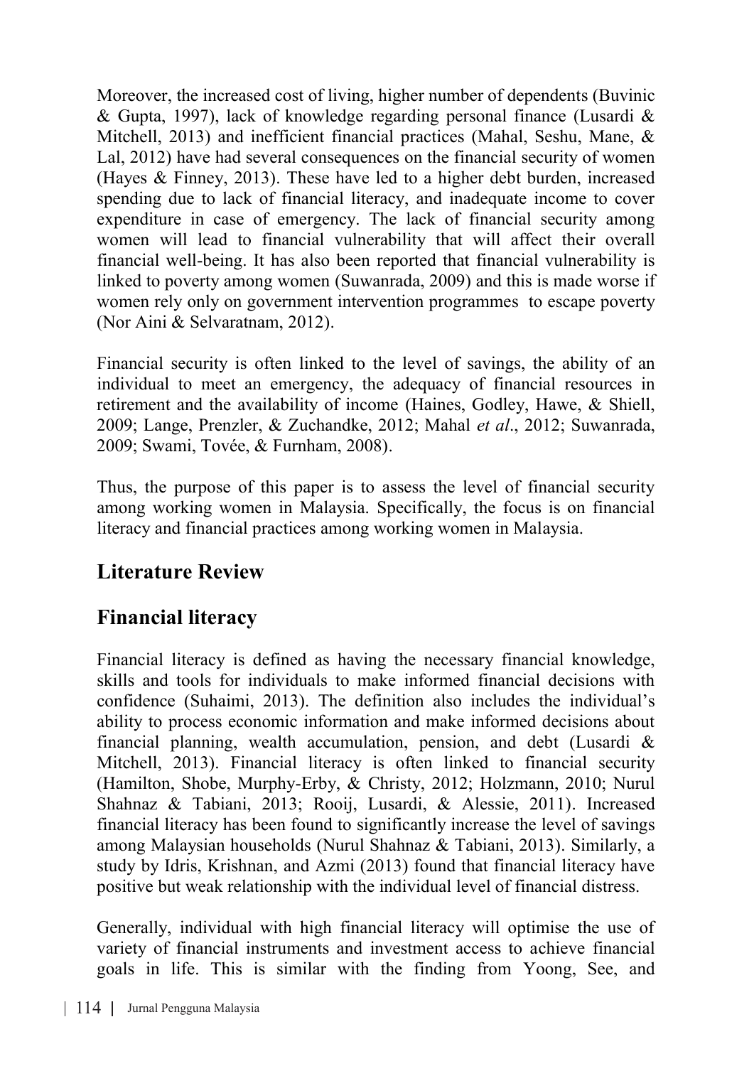Moreover, the increased cost of living, higher number of dependents (Buvinic & Gupta, 1997), lack of knowledge regarding personal finance (Lusardi & Mitchell, 2013) and inefficient financial practices (Mahal, Seshu, Mane, & Lal, 2012) have had several consequences on the financial security of women (Hayes & Finney, 2013). These have led to a higher debt burden, increased spending due to lack of financial literacy, and inadequate income to cover expenditure in case of emergency. The lack of financial security among women will lead to financial vulnerability that will affect their overall financial well-being. It has also been reported that financial vulnerability is linked to poverty among women (Suwanrada, 2009) and this is made worse if women rely only on government intervention programmes to escape poverty (Nor Aini & Selvaratnam, 2012).

Financial security is often linked to the level of savings, the ability of an individual to meet an emergency, the adequacy of financial resources in retirement and the availability of income (Haines, Godley, Hawe, & Shiell, 2009; Lange, Prenzler, & Zuchandke, 2012; Mahal *et al*., 2012; Suwanrada, 2009; Swami, Tovée, & Furnham, 2008).

Thus, the purpose of this paper is to assess the level of financial security among working women in Malaysia. Specifically, the focus is on financial literacy and financial practices among working women in Malaysia.

## Literature Review

### Financial literacy

Financial literacy is defined as having the necessary financial knowledge, skills and tools for individuals to make informed financial decisions with confidence (Suhaimi, 2013). The definition also includes the individual's ability to process economic information and make informed decisions about financial planning, wealth accumulation, pension, and debt (Lusardi & Mitchell, 2013). Financial literacy is often linked to financial security (Hamilton, Shobe, Murphy-Erby, & Christy, 2012; Holzmann, 2010; Nurul Shahnaz & Tabiani, 2013; Rooij, Lusardi, & Alessie, 2011). Increased financial literacy has been found to significantly increase the level of savings among Malaysian households (Nurul Shahnaz & Tabiani, 2013). Similarly, a study by Idris, Krishnan, and Azmi (2013) found that financial literacy have positive but weak relationship with the individual level of financial distress.

Generally, individual with high financial literacy will optimise the use of variety of financial instruments and investment access to achieve financial goals in life. This is similar with the finding from Yoong, See, and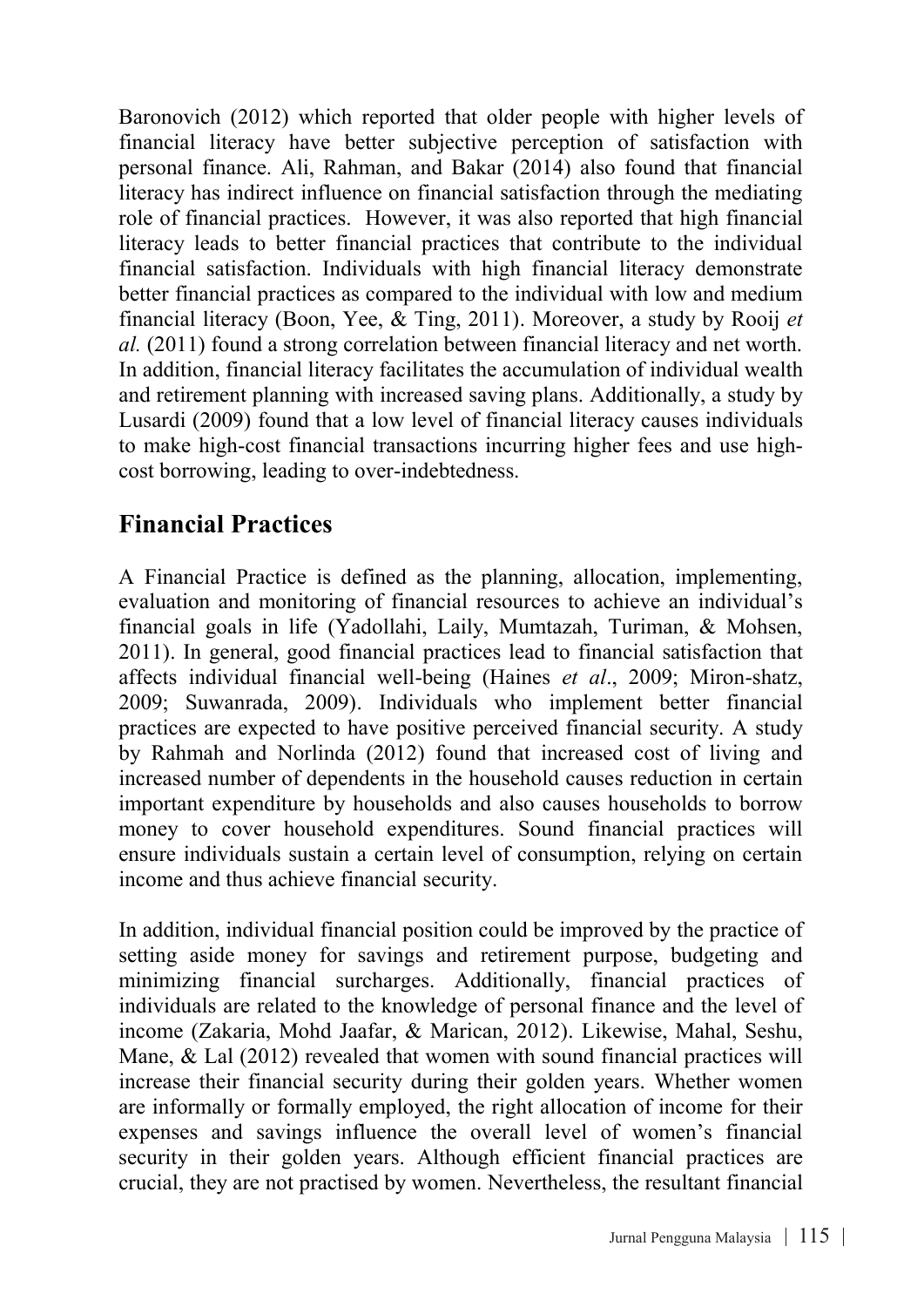Baronovich (2012) which reported that older people with higher levels of financial literacy have better subjective perception of satisfaction with personal finance. Ali, Rahman, and Bakar (2014) also found that financial literacy has indirect influence on financial satisfaction through the mediating role of financial practices. However, it was also reported that high financial literacy leads to better financial practices that contribute to the individual financial satisfaction. Individuals with high financial literacy demonstrate better financial practices as compared to the individual with low and medium financial literacy (Boon, Yee, & Ting, 2011). Moreover, a study by Rooij *et al.* (2011) found a strong correlation between financial literacy and net worth. In addition, financial literacy facilitates the accumulation of individual wealth and retirement planning with increased saving plans. Additionally, a study by Lusardi (2009) found that a low level of financial literacy causes individuals to make high-cost financial transactions incurring higher fees and use high-cost borrowing, leading to over-indebtedness.

## Financial Practices

A Financial Practice is defined as the planning, allocation, implementing, evaluation and monitoring of financial resources to achieve an individual's financial goals in life (Yadollahi, Laily, Mumtazah, Turiman, & Mohsen, 2011). In general, good financial practices lead to financial satisfaction that affects individual financial well-being (Haines *et al*., 2009; Miron-shatz, 2009; Suwanrada, 2009). Individuals who implement better financial practices are expected to have positive perceived financial security. A study by Rahmah and Norlinda (2012) found that increased cost of living and increased number of dependents in the household causes reduction in certain important expenditure by households and also causes households to borrow money to cover household expenditures. Sound financial practices will ensure individuals sustain a certain level of consumption, relying on certain income and thus achieve financial security.

In addition, individual financial position could be improved by the practice of setting aside money for savings and retirement purpose, budgeting and minimizing financial surcharges. Additionally, financial practices of individuals are related to the knowledge of personal finance and the level of income (Zakaria, Mohd Jaafar, & Marican, 2012). Likewise, Mahal, Seshu, Mane, & Lal (2012) revealed that women with sound financial practices will increase their financial security during their golden years. Whether women are informally or formally employed, the right allocation of income for their expenses and savings influence the overall level of women's financial security in their golden years. Although efficient financial practices are crucial, they are not practised by women. Nevertheless, the resultant financial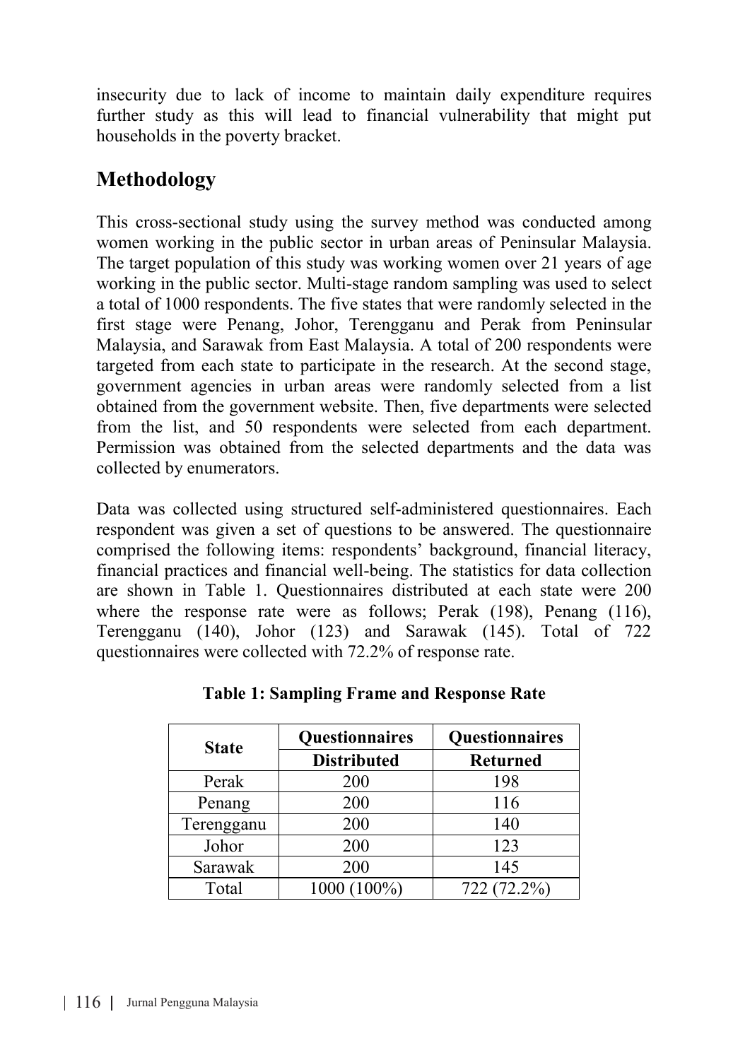insecurity due to lack of income to maintain daily expenditure requires further study as this will lead to financial vulnerability that might put households in the poverty bracket.

## Methodology

This cross-sectional study using the survey method was conducted among women working in the public sector in urban areas of Peninsular Malaysia. The target population of this study was working women over 21 years of age working in the public sector. Multi-stage random sampling was used to select a total of 1000 respondents. The five states that were randomly selected in the first stage were Penang, Johor, Terengganu and Perak from Peninsular Malaysia, and Sarawak from East Malaysia. A total of 200 respondents were targeted from each state to participate in the research. At the second stage, government agencies in urban areas were randomly selected from a list obtained from the government website. Then, five departments were selected from the list, and 50 respondents were selected from each department. Permission was obtained from the selected departments and the data was collected by enumerators.

Data was collected using structured self-administered questionnaires. Each respondent was given a set of questions to be answered. The questionnaire comprised the following items: respondents' background, financial literacy, financial practices and financial well-being. The statistics for data collection are shown in Table 1. Questionnaires distributed at each state were 200 where the response rate were as follows; Perak (198), Penang (116), Terengganu (140), Johor (123) and Sarawak (145). Total of 722 questionnaires were collected with 72.2% of response rate.

**Table 1: Sampling Frame and Response Rate**

| State | Questionnaires Distributed | Questionnaires Returned |
|---|---|---|
| Perak | 200 | 198 |
| Penang | 200 | 116 |
| Terengganu | 200 | 140 |
| Johor | 200 | 123 |
| Sarawak | 200 | 145 |
| Total | 1000 (100%) | 722 (72.2%) |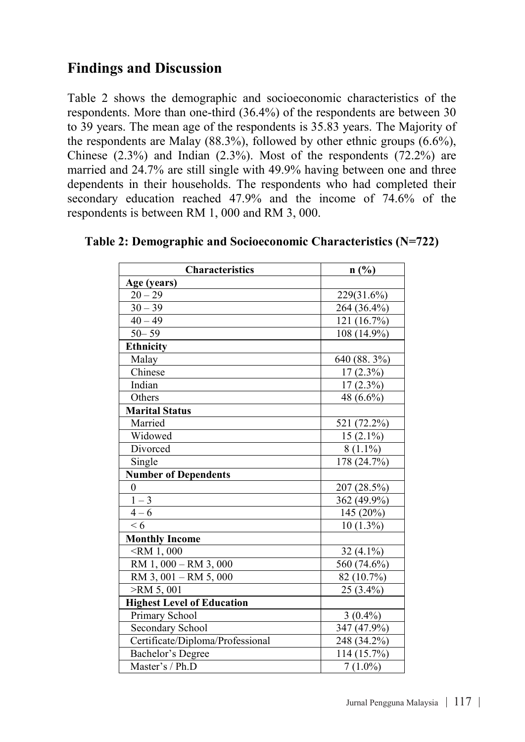## Findings and Discussion

Table 2 shows the demographic and socioeconomic characteristics of the respondents. More than one-third (36.4%) of the respondents are between 30 to 39 years. The mean age of the respondents is 35.83 years. The Majority of the respondents are Malay (88.3%), followed by other ethnic groups (6.6%), Chinese (2.3%) and Indian (2.3%). Most of the respondents (72.2%) are married and 24.7% are still single with 49.9% having between one and three dependents in their households. The respondents who had completed their secondary education reached 47.9% and the income of 74.6% of the respondents is between RM 1, 000 and RM 3, 000.

**Table 2: Demographic and Socioeconomic Characteristics (N=722)**

| Characteristics | n (%) |
|---|---|
| **Age (years)** | |
| 20 – 29 | 229(31.6%) |
| 30 – 39 | 264 (36.4%) |
| 40 – 49 | 121 (16.7%) |
| 50– 59 | 108 (14.9%) |
| **Ethnicity** | |
| Malay | 640 (88. 3%) |
| Chinese | 17 (2.3%) |
| Indian | 17 (2.3%) |
| Others | 48 (6.6%) |
| **Marital Status** | |
| Married | 521 (72.2%) |
| Widowed | 15 (2.1%) |
| Divorced | 8 (1.1%) |
| Single | 178 (24.7%) |
| **Number of Dependents** | |
| 0 | 207 (28.5%) |
| 1 – 3 | 362 (49.9%) |
| 4 – 6 | 145 (20%) |
| < 6 | 10 (1.3%) |
| **Monthly Income** | |
| <RM 1, 000 | 32 (4.1%) |
| RM 1, 000 – RM 3, 000 | 560 (74.6%) |
| RM 3, 001 – RM 5, 000 | 82 (10.7%) |
| >RM 5, 001 | 25 (3.4%) |
| **Highest Level of Education** | |
| Primary School | 3 (0.4%) |
| Secondary School | 347 (47.9%) |
| Certificate/Diploma/Professional | 248 (34.2%) |
| Bachelor's Degree | 114 (15.7%) |
| Master's / Ph.D | 7 (1.0%) |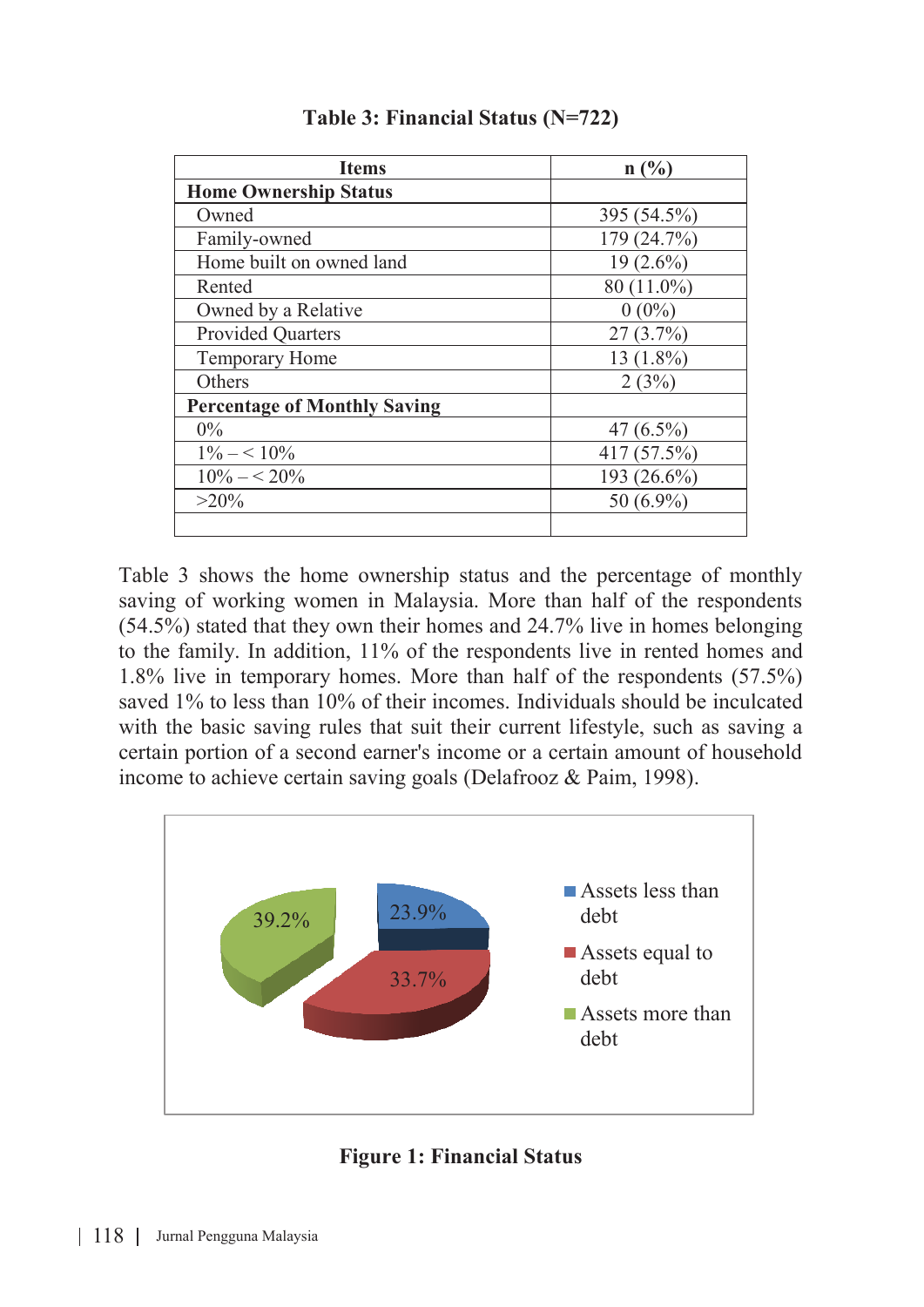**Table 3: Financial Status (N=722)**

| Items | n (%) |
|---|---|
| **Home Ownership Status** | |
| Owned | 395 (54.5%) |
| Family-owned | 179 (24.7%) |
| Home built on owned land | 19 (2.6%) |
| Rented | 80 (11.0%) |
| Owned by a Relative | 0 (0%) |
| Provided Quarters | 27 (3.7%) |
| Temporary Home | 13 (1.8%) |
| Others | 2 (3%) |
| **Percentage of Monthly Saving** | |
| 0% | 47 (6.5%) |
| 1% – < 10% | 417 (57.5%) |
| 10% – < 20% | 193 (26.6%) |
| >20% | 50 (6.9%) |
| | |

Table 3 shows the home ownership status and the percentage of monthly saving of working women in Malaysia. More than half of the respondents (54.5%) stated that they own their homes and 24.7% live in homes belonging to the family. In addition, 11% of the respondents live in rented homes and 1.8% live in temporary homes. More than half of the respondents (57.5%) saved 1% to less than 10% of their incomes. Individuals should be inculcated with the basic saving rules that suit their current lifestyle, such as saving a certain portion of a second earner's income or a certain amount of household income to achieve certain saving goals (Delafrooz & Paim, 1998).

| Category | % |
|---|---|
| Assets less than debt | 23.9% |
| Assets equal to debt | 33.7% |
| Assets more than debt | 39.2% |

**Figure 1: Financial Status**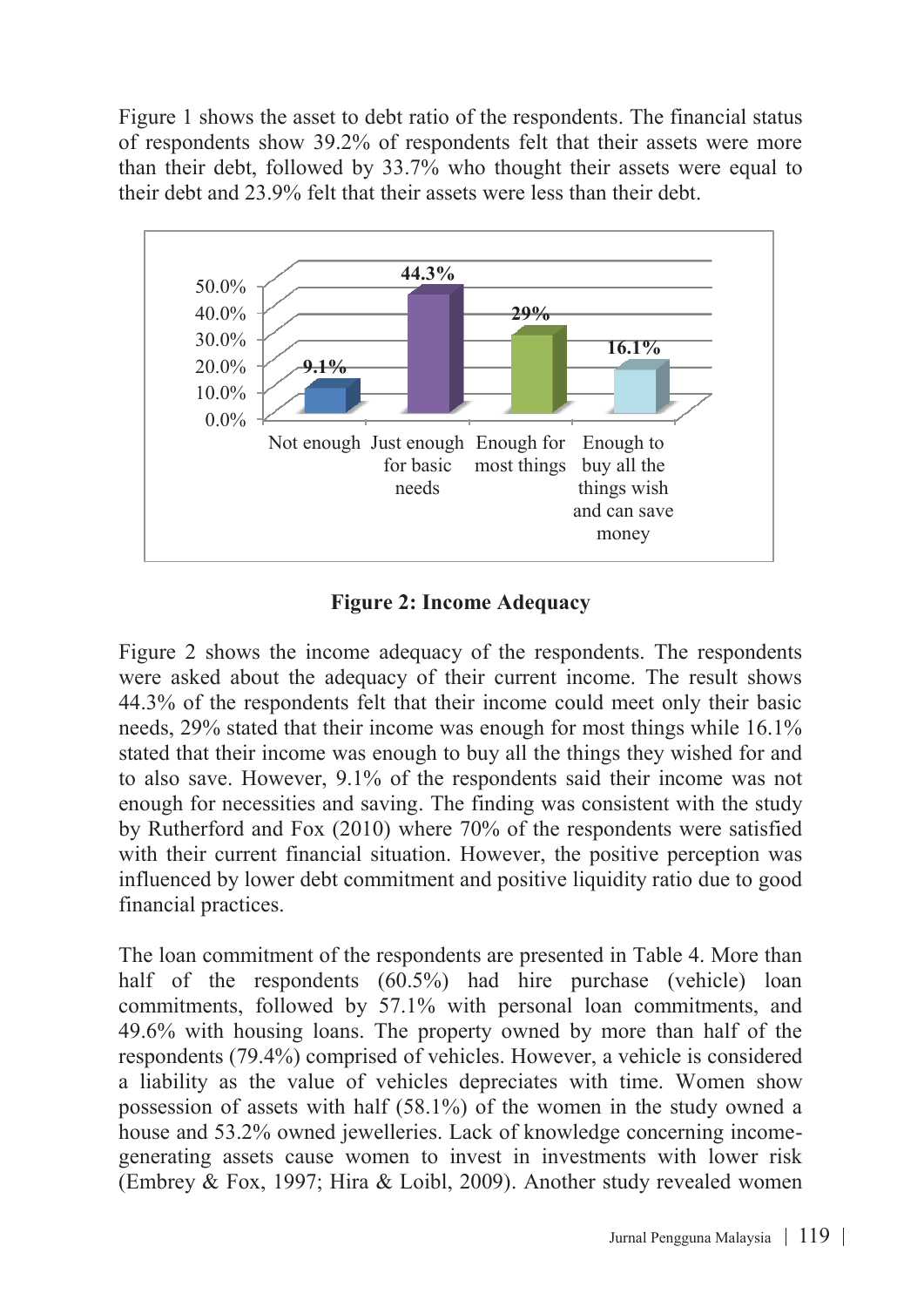Figure 1 shows the asset to debt ratio of the respondents. The financial status of respondents show 39.2% of respondents felt that their assets were more than their debt, followed by 33.7% who thought their assets were equal to their debt and 23.9% felt that their assets were less than their debt.

**Figure 2: Income Adequacy**

Figure 2 shows the income adequacy of the respondents. The respondents were asked about the adequacy of their current income. The result shows 44.3% of the respondents felt that their income could meet only their basic needs, 29% stated that their income was enough for most things while 16.1% stated that their income was enough to buy all the things they wished for and to also save. However, 9.1% of the respondents said their income was not enough for necessities and saving. The finding was consistent with the study by Rutherford and Fox (2010) where 70% of the respondents were satisfied with their current financial situation. However, the positive perception was influenced by lower debt commitment and positive liquidity ratio due to good financial practices.

The loan commitment of the respondents are presented in Table 4. More than half of the respondents (60.5%) had hire purchase (vehicle) loan commitments, followed by 57.1% with personal loan commitments, and 49.6% with housing loans. The property owned by more than half of the respondents (79.4%) comprised of vehicles. However, a vehicle is considered a liability as the value of vehicles depreciates with time. Women show possession of assets with half (58.1%) of the women in the study owned a house and 53.2% owned jewelleries. Lack of knowledge concerning income-generating assets cause women to invest in investments with lower risk (Embrey & Fox, 1997; Hira & Loibl, 2009). Another study revealed women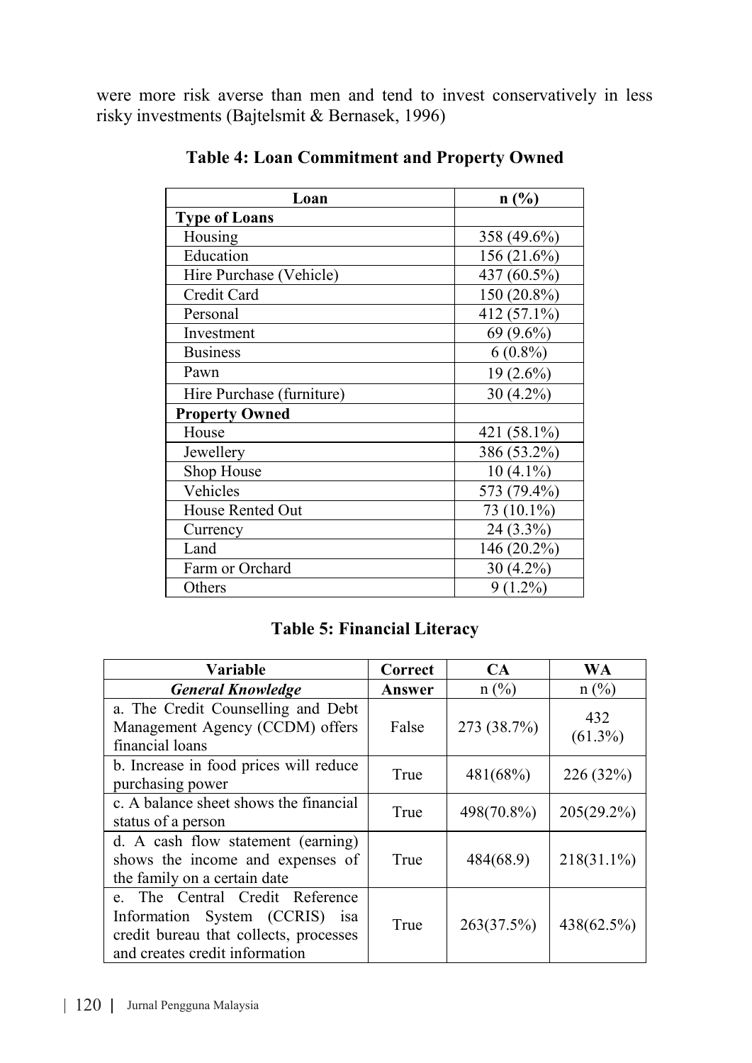were more risk averse than men and tend to invest conservatively in less risky investments (Bajtelsmit & Bernasek, 1996)

**Table 4: Loan Commitment and Property Owned**

| Loan | n (%) |
|---|---|
| **Type of Loans** | |
| Housing | 358 (49.6%) |
| Education | 156 (21.6%) |
| Hire Purchase (Vehicle) | 437 (60.5%) |
| Credit Card | 150 (20.8%) |
| Personal | 412 (57.1%) |
| Investment | 69 (9.6%) |
| Business | 6 (0.8%) |
| Pawn | 19 (2.6%) |
| Hire Purchase (furniture) | 30 (4.2%) |
| **Property Owned** | |
| House | 421 (58.1%) |
| Jewellery | 386 (53.2%) |
| Shop House | 10 (4.1%) |
| Vehicles | 573 (79.4%) |
| House Rented Out | 73 (10.1%) |
| Currency | 24 (3.3%) |
| Land | 146 (20.2%) |
| Farm or Orchard | 30 (4.2%) |
| Others | 9 (1.2%) |

**Table 5: Financial Literacy**

| Variable | Correct | CA | WA |
|---|---|---|---|
| ***General Knowledge*** | **Answer** | n (%) | n (%) |
| a. The Credit Counselling and Debt Management Agency (CCDM) offers financial loans | False | 273 (38.7%) | 432 (61.3%) |
| b. Increase in food prices will reduce purchasing power | True | 481(68%) | 226 (32%) |
| c. A balance sheet shows the financial status of a person | True | 498(70.8%) | 205(29.2%) |
| d. A cash flow statement (earning) shows the income and expenses of the family on a certain date | True | 484(68.9) | 218(31.1%) |
| e. The Central Credit Reference Information System (CCRIS) isa credit bureau that collects, processes and creates credit information | True | 263(37.5%) | 438(62.5%) |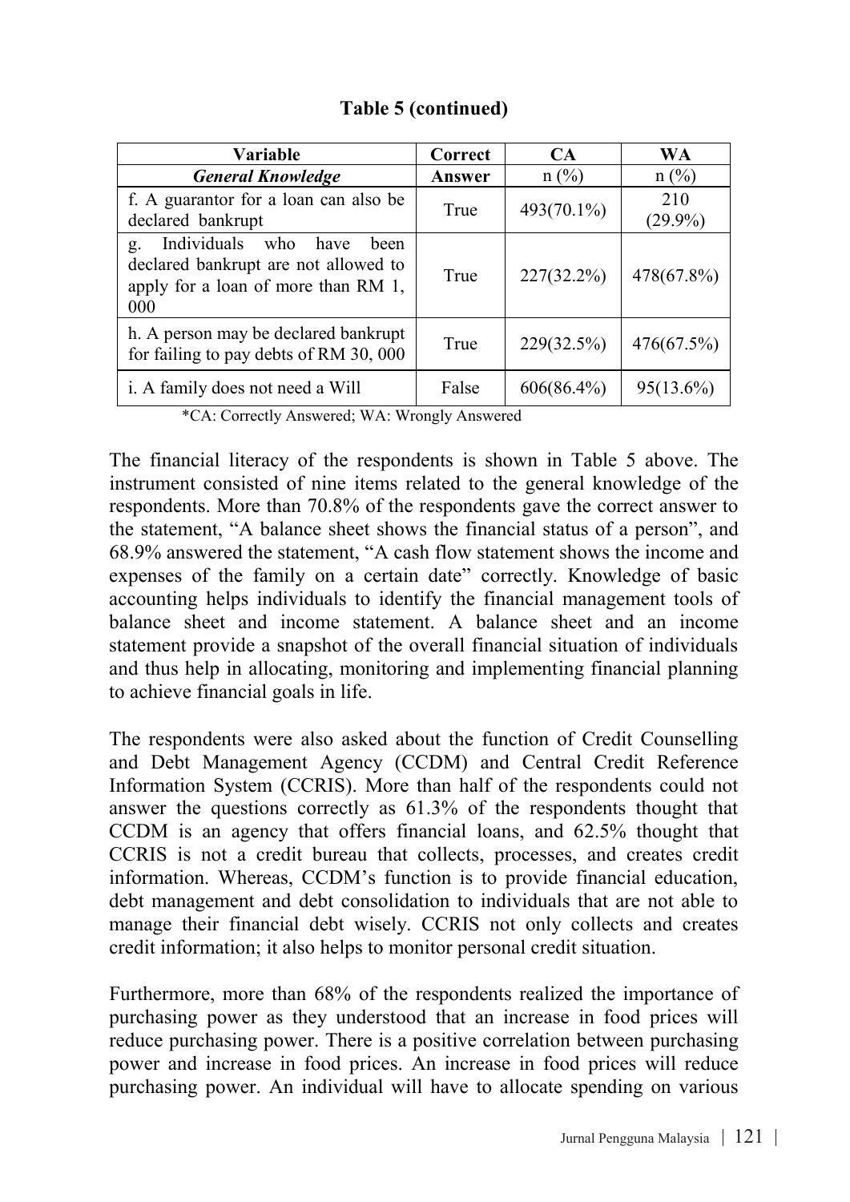**Table 5 (continued)**

| Variable | Correct | CA | WA |
|---|---|---|---|
| ***General Knowledge*** | **Answer** | n (%) | n (%) |
| f. A guarantor for a loan can also be declared bankrupt | True | 493(70.1%) | 210 (29.9%) |
| g. Individuals who have been declared bankrupt are not allowed to apply for a loan of more than RM 1, 000 | True | 227(32.2%) | 478(67.8%) |
| h. A person may be declared bankrupt for failing to pay debts of RM 30, 000 | True | 229(32.5%) | 476(67.5%) |
| i. A family does not need a Will | False | 606(86.4%) | 95(13.6%) |

*CA: Correctly Answered; WA: Wrongly Answered

The financial literacy of the respondents is shown in Table 5 above. The instrument consisted of nine items related to the general knowledge of the respondents. More than 70.8% of the respondents gave the correct answer to the statement, "A balance sheet shows the financial status of a person", and 68.9% answered the statement, "A cash flow statement shows the income and expenses of the family on a certain date" correctly. Knowledge of basic accounting helps individuals to identify the financial management tools of balance sheet and income statement. A balance sheet and an income statement provide a snapshot of the overall financial situation of individuals and thus help in allocating, monitoring and implementing financial planning to achieve financial goals in life.

The respondents were also asked about the function of Credit Counselling and Debt Management Agency (CCDM) and Central Credit Reference Information System (CCRIS). More than half of the respondents could not answer the questions correctly as 61.3% of the respondents thought that CCDM is an agency that offers financial loans, and 62.5% thought that CCRIS is not a credit bureau that collects, processes, and creates credit information. Whereas, CCDM's function is to provide financial education, debt management and debt consolidation to individuals that are not able to manage their financial debt wisely. CCRIS not only collects and creates credit information; it also helps to monitor personal credit situation.

Furthermore, more than 68% of the respondents realized the importance of purchasing power as they understood that an increase in food prices will reduce purchasing power. There is a positive correlation between purchasing power and increase in food prices. An increase in food prices will reduce purchasing power. An individual will have to allocate spending on various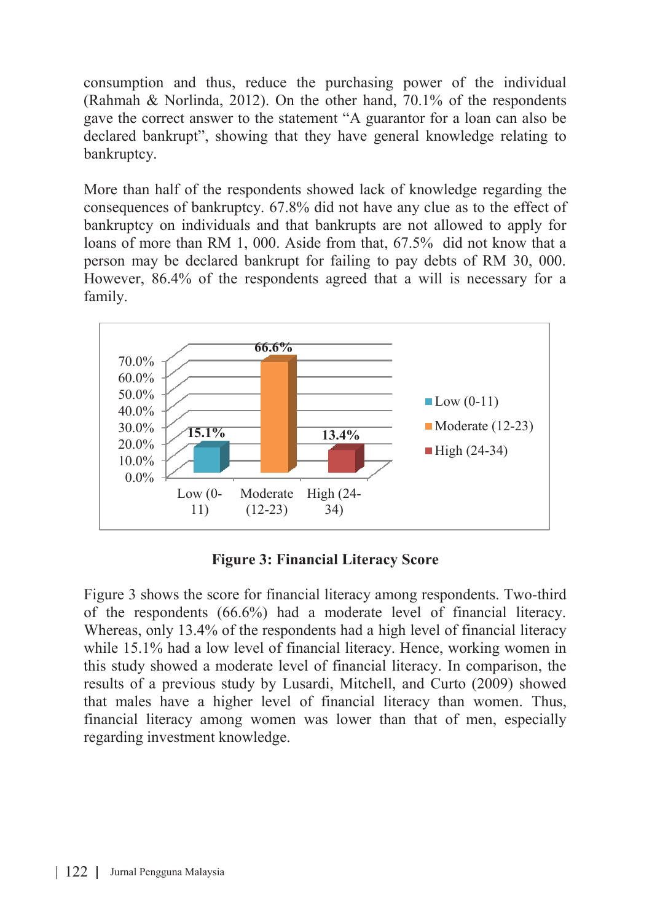consumption and thus, reduce the purchasing power of the individual (Rahmah & Norlinda, 2012). On the other hand, 70.1% of the respondents gave the correct answer to the statement “A guarantor for a loan can also be declared bankrupt”, showing that they have general knowledge relating to bankruptcy.

More than half of the respondents showed lack of knowledge regarding the consequences of bankruptcy. 67.8% did not have any clue as to the effect of bankruptcy on individuals and that bankrupts are not allowed to apply for loans of more than RM 1, 000. Aside from that, 67.5% did not know that a person may be declared bankrupt for failing to pay debts of RM 30, 000. However, 86.4% of the respondents agreed that a will is necessary for a family.

| Financial Literacy Score | Percentage |
|---|---|
| Low (0-11) | 15.1% |
| Moderate (12-23) | 66.6% |
| High (24-34) | 13.4% |

**Figure 3: Financial Literacy Score**

Figure 3 shows the score for financial literacy among respondents. Two-third of the respondents (66.6%) had a moderate level of financial literacy. Whereas, only 13.4% of the respondents had a high level of financial literacy while 15.1% had a low level of financial literacy. Hence, working women in this study showed a moderate level of financial literacy. In comparison, the results of a previous study by Lusardi, Mitchell, and Curto (2009) showed that males have a higher level of financial literacy than women. Thus, financial literacy among women was lower than that of men, especially regarding investment knowledge.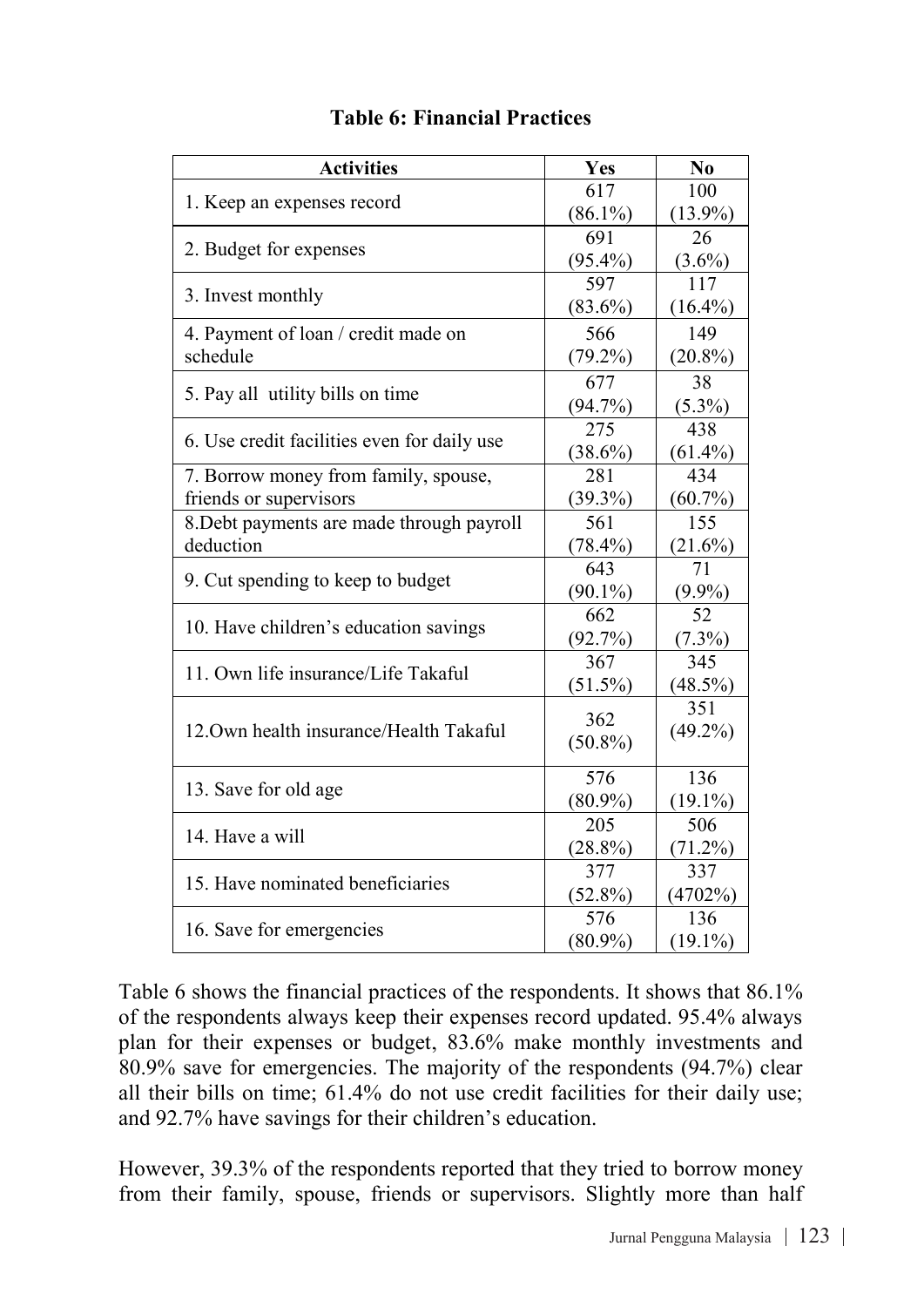**Table 6: Financial Practices**

| Activities | Yes | No |
|---|---|---|
| 1. Keep an expenses record | 617 (86.1%) | 100 (13.9%) |
| 2. Budget for expenses | 691 (95.4%) | 26 (3.6%) |
| 3. Invest monthly | 597 (83.6%) | 117 (16.4%) |
| 4. Payment of loan / credit made on schedule | 566 (79.2%) | 149 (20.8%) |
| 5. Pay all utility bills on time | 677 (94.7%) | 38 (5.3%) |
| 6. Use credit facilities even for daily use | 275 (38.6%) | 438 (61.4%) |
| 7. Borrow money from family, spouse, friends or supervisors | 281 (39.3%) | 434 (60.7%) |
| 8.Debt payments are made through payroll deduction | 561 (78.4%) | 155 (21.6%) |
| 9. Cut spending to keep to budget | 643 (90.1%) | 71 (9.9%) |
| 10. Have children's education savings | 662 (92.7%) | 52 (7.3%) |
| 11. Own life insurance/Life Takaful | 367 (51.5%) | 345 (48.5%) |
| 12.Own health insurance/Health Takaful | 362 (50.8%) | 351 (49.2%) |
| 13. Save for old age | 576 (80.9%) | 136 (19.1%) |
| 14. Have a will | 205 (28.8%) | 506 (71.2%) |
| 15. Have nominated beneficiaries | 377 (52.8%) | 337 (4702%) |
| 16. Save for emergencies | 576 (80.9%) | 136 (19.1%) |

Table 6 shows the financial practices of the respondents. It shows that 86.1% of the respondents always keep their expenses record updated. 95.4% always plan for their expenses or budget, 83.6% make monthly investments and 80.9% save for emergencies. The majority of the respondents (94.7%) clear all their bills on time; 61.4% do not use credit facilities for their daily use; and 92.7% have savings for their children's education.

However, 39.3% of the respondents reported that they tried to borrow money from their family, spouse, friends or supervisors. Slightly more than half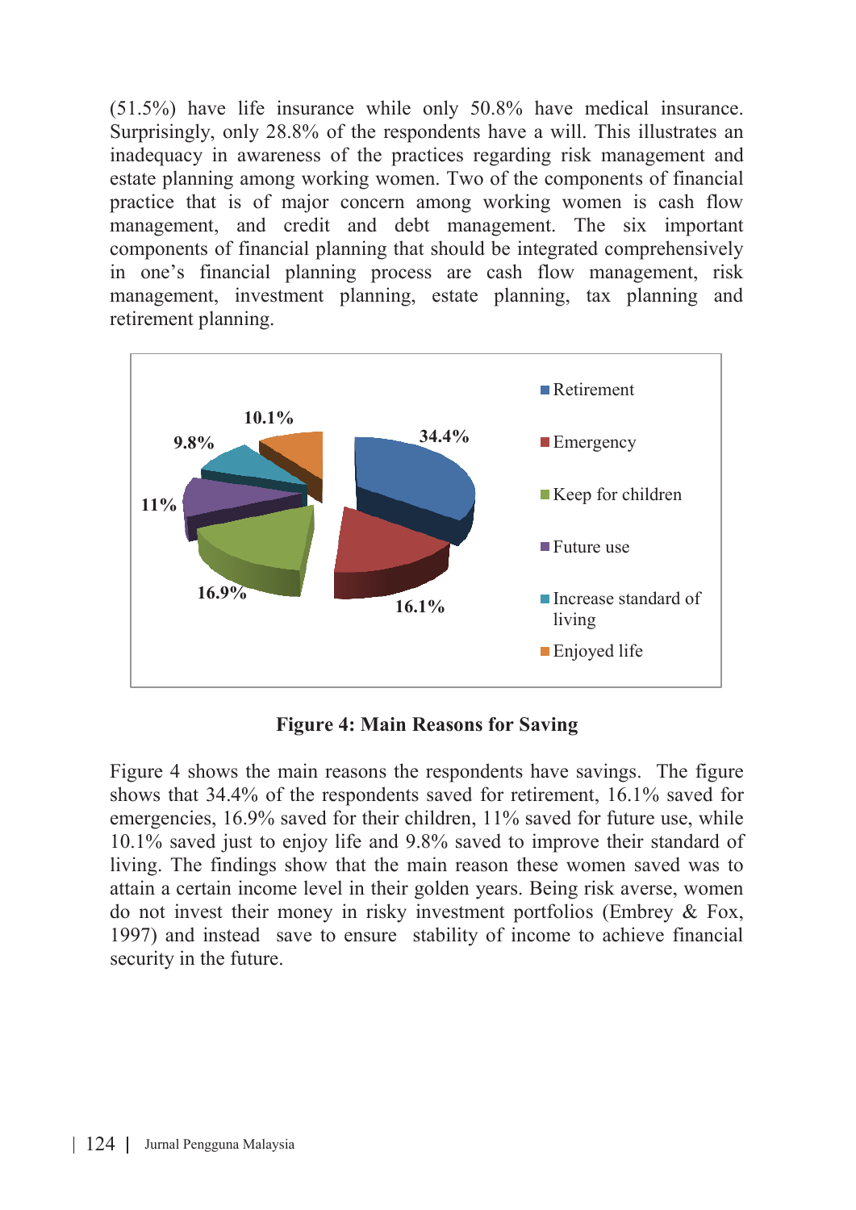(51.5%) have life insurance while only 50.8% have medical insurance. Surprisingly, only 28.8% of the respondents have a will. This illustrates an inadequacy in awareness of the practices regarding risk management and estate planning among working women. Two of the components of financial practice that is of major concern among working women is cash flow management, and credit and debt management. The six important components of financial planning that should be integrated comprehensively in one's financial planning process are cash flow management, risk management, investment planning, estate planning, tax planning and retirement planning.

**Figure 4: Main Reasons for Saving**

Figure 4 shows the main reasons the respondents have savings. The figure shows that 34.4% of the respondents saved for retirement, 16.1% saved for emergencies, 16.9% saved for their children, 11% saved for future use, while 10.1% saved just to enjoy life and 9.8% saved to improve their standard of living. The findings show that the main reason these women saved was to attain a certain income level in their golden years. Being risk averse, women do not invest their money in risky investment portfolios (Embrey & Fox, 1997) and instead save to ensure stability of income to achieve financial security in the future.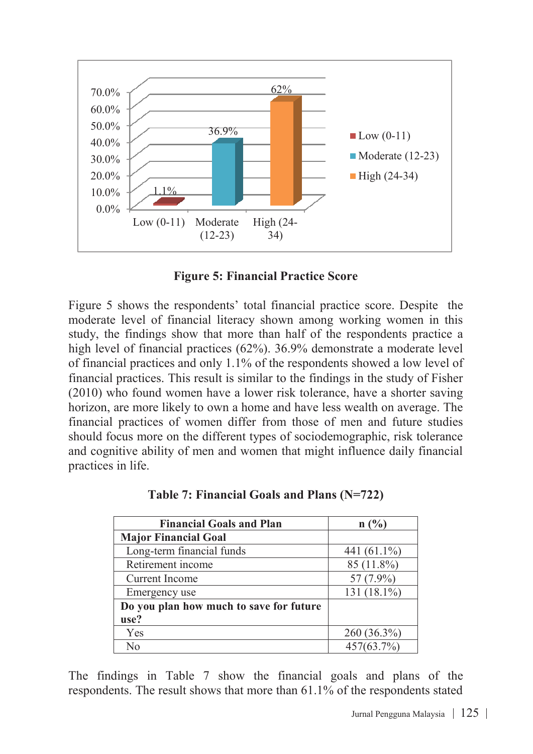**Figure 5: Financial Practice Score**

Figure 5 shows the respondents' total financial practice score. Despite the moderate level of financial literacy shown among working women in this study, the findings show that more than half of the respondents practice a high level of financial practices (62%). 36.9% demonstrate a moderate level of financial practices and only 1.1% of the respondents showed a low level of financial practices. This result is similar to the findings in the study of Fisher (2010) who found women have a lower risk tolerance, have a shorter saving horizon, are more likely to own a home and have less wealth on average. The financial practices of women differ from those of men and future studies should focus more on the different types of sociodemographic, risk tolerance and cognitive ability of men and women that might influence daily financial practices in life.

**Table 7: Financial Goals and Plans (N=722)**

| Financial Goals and Plan | n (%) |
|---|---|
| **Major Financial Goal** | |
| Long-term financial funds | 441 (61.1%) |
| Retirement income | 85 (11.8%) |
| Current Income | 57 (7.9%) |
| Emergency use | 131 (18.1%) |
| **Do you plan how much to save for future use?** | |
| Yes | 260 (36.3%) |
| No | 457(63.7%) |

The findings in Table 7 show the financial goals and plans of the respondents. The result shows that more than 61.1% of the respondents stated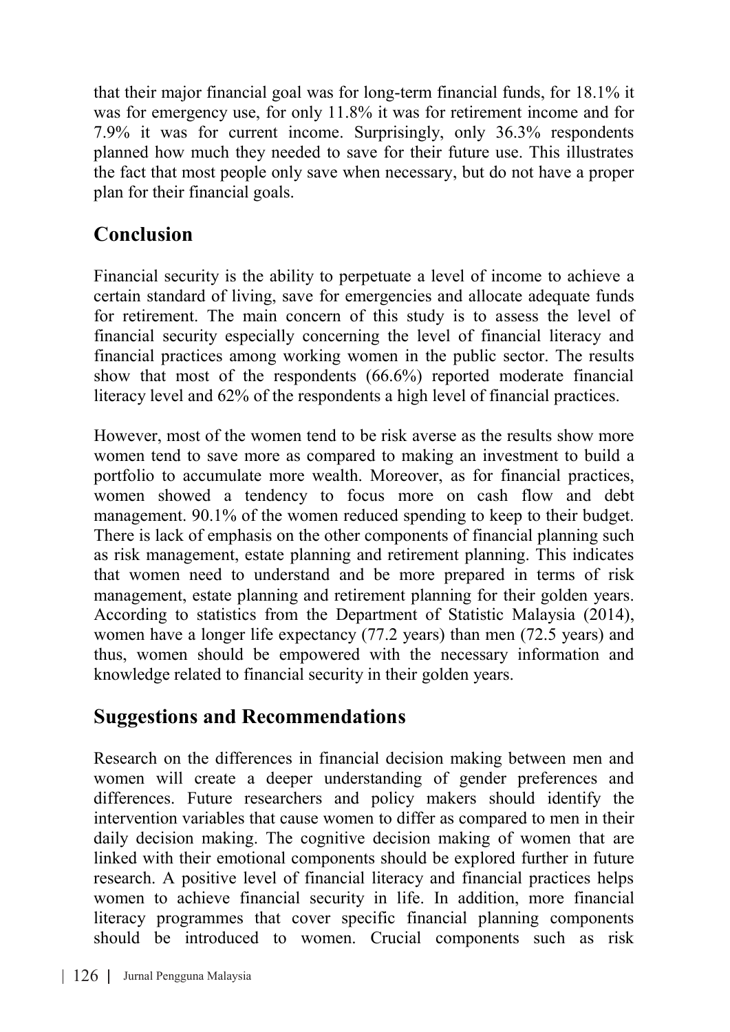that their major financial goal was for long-term financial funds, for 18.1% it was for emergency use, for only 11.8% it was for retirement income and for 7.9% it was for current income. Surprisingly, only 36.3% respondents planned how much they needed to save for their future use. This illustrates the fact that most people only save when necessary, but do not have a proper plan for their financial goals.

## Conclusion

Financial security is the ability to perpetuate a level of income to achieve a certain standard of living, save for emergencies and allocate adequate funds for retirement. The main concern of this study is to assess the level of financial security especially concerning the level of financial literacy and financial practices among working women in the public sector. The results show that most of the respondents (66.6%) reported moderate financial literacy level and 62% of the respondents a high level of financial practices.

However, most of the women tend to be risk averse as the results show more women tend to save more as compared to making an investment to build a portfolio to accumulate more wealth. Moreover, as for financial practices, women showed a tendency to focus more on cash flow and debt management. 90.1% of the women reduced spending to keep to their budget. There is lack of emphasis on the other components of financial planning such as risk management, estate planning and retirement planning. This indicates that women need to understand and be more prepared in terms of risk management, estate planning and retirement planning for their golden years. According to statistics from the Department of Statistic Malaysia (2014), women have a longer life expectancy (77.2 years) than men (72.5 years) and thus, women should be empowered with the necessary information and knowledge related to financial security in their golden years.

## Suggestions and Recommendations

Research on the differences in financial decision making between men and women will create a deeper understanding of gender preferences and differences. Future researchers and policy makers should identify the intervention variables that cause women to differ as compared to men in their daily decision making. The cognitive decision making of women that are linked with their emotional components should be explored further in future research. A positive level of financial literacy and financial practices helps women to achieve financial security in life. In addition, more financial literacy programmes that cover specific financial planning components should be introduced to women. Crucial components such as risk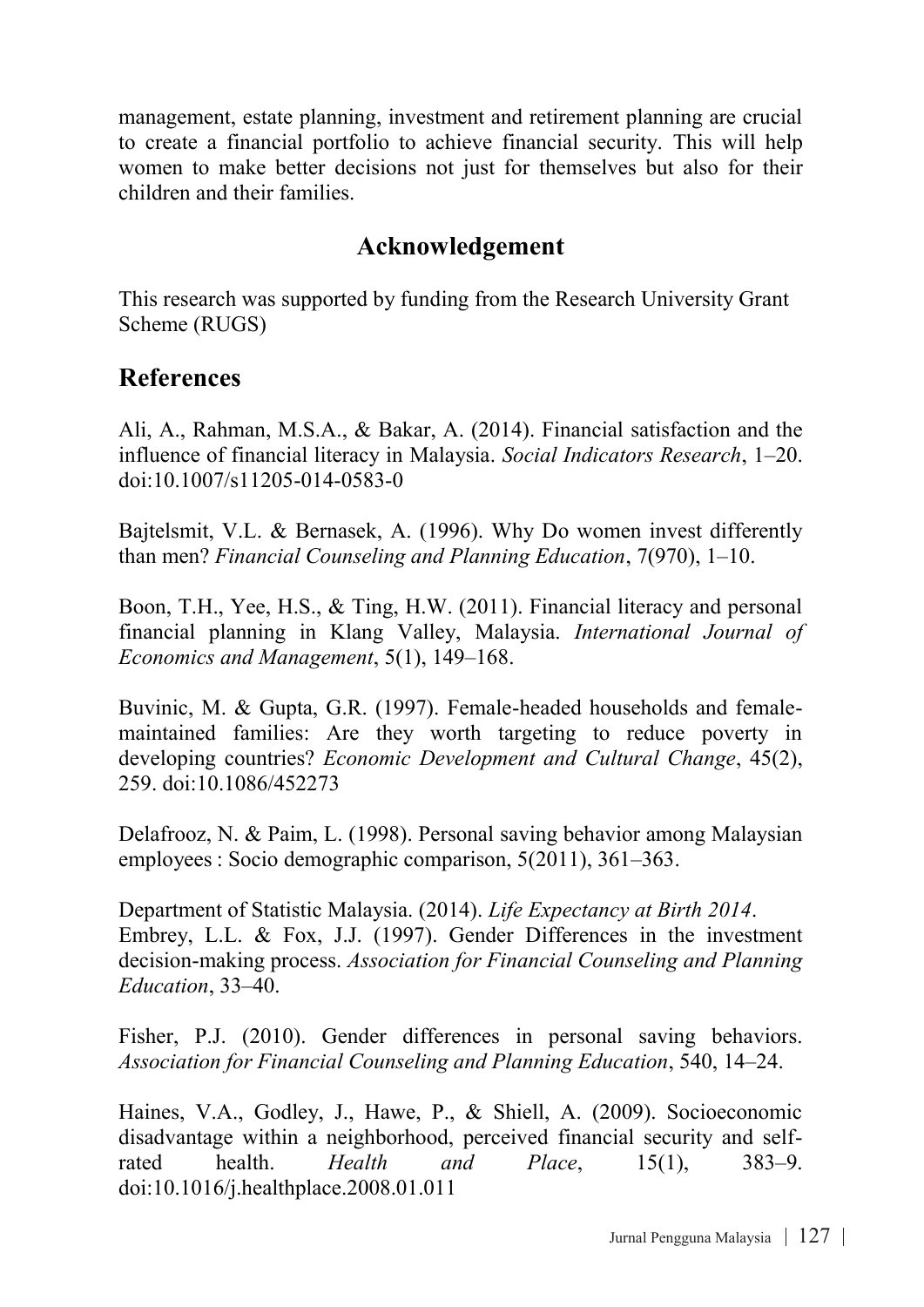management, estate planning, investment and retirement planning are crucial to create a financial portfolio to achieve financial security. This will help women to make better decisions not just for themselves but also for their children and their families.

## Acknowledgement

This research was supported by funding from the Research University Grant Scheme (RUGS)

## References

Ali, A., Rahman, M.S.A., & Bakar, A. (2014). Financial satisfaction and the influence of financial literacy in Malaysia. *Social Indicators Research*, 1–20. doi:10.1007/s11205-014-0583-0

Bajtelsmit, V.L. & Bernasek, A. (1996). Why Do women invest differently than men? *Financial Counseling and Planning Education*, 7(970), 1–10.

Boon, T.H., Yee, H.S., & Ting, H.W. (2011). Financial literacy and personal financial planning in Klang Valley, Malaysia. *International Journal of Economics and Management*, 5(1), 149–168.

Buvinic, M. & Gupta, G.R. (1997). Female-headed households and female-maintained families: Are they worth targeting to reduce poverty in developing countries? *Economic Development and Cultural Change*, 45(2), 259. doi:10.1086/452273

Delafrooz, N. & Paim, L. (1998). Personal saving behavior among Malaysian employees : Socio demographic comparison, 5(2011), 361–363.

Department of Statistic Malaysia. (2014). *Life Expectancy at Birth 2014*.

Embrey, L.L. & Fox, J.J. (1997). Gender Differences in the investment decision-making process. *Association for Financial Counseling and Planning Education*, 33–40.

Fisher, P.J. (2010). Gender differences in personal saving behaviors. *Association for Financial Counseling and Planning Education*, 540, 14–24.

Haines, V.A., Godley, J., Hawe, P., & Shiell, A. (2009). Socioeconomic disadvantage within a neighborhood, perceived financial security and self-rated health. *Health and Place*, 15(1), 383–9. doi:10.1016/j.healthplace.2008.01.011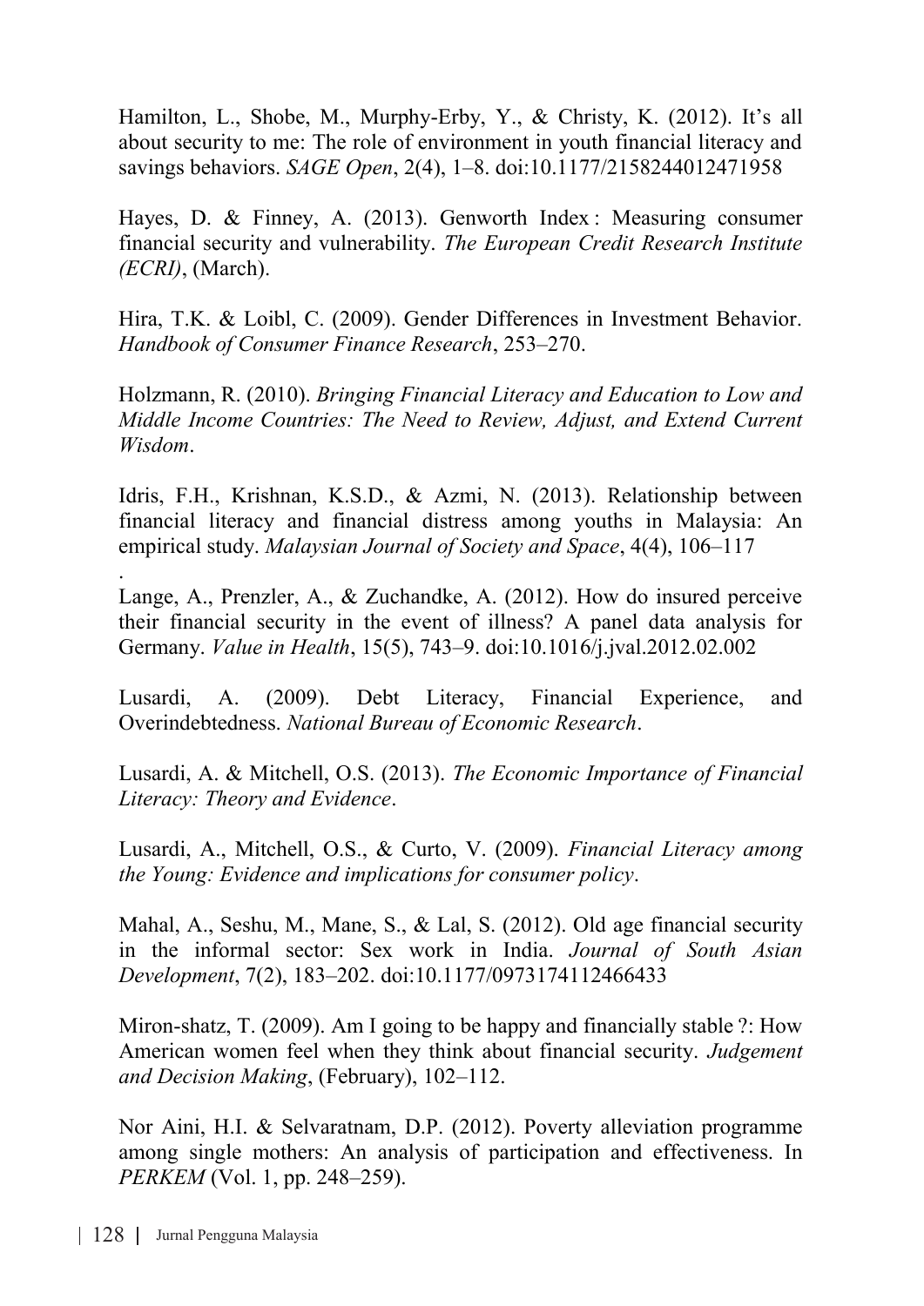Hamilton, L., Shobe, M., Murphy-Erby, Y., & Christy, K. (2012). It's all about security to me: The role of environment in youth financial literacy and savings behaviors. *SAGE Open*, 2(4), 1–8. doi:10.1177/2158244012471958

Hayes, D. & Finney, A. (2013). Genworth Index : Measuring consumer financial security and vulnerability. *The European Credit Research Institute (ECRI)*, (March).

Hira, T.K. & Loibl, C. (2009). Gender Differences in Investment Behavior. *Handbook of Consumer Finance Research*, 253–270.

Holzmann, R. (2010). *Bringing Financial Literacy and Education to Low and Middle Income Countries: The Need to Review, Adjust, and Extend Current Wisdom*.

Idris, F.H., Krishnan, K.S.D., & Azmi, N. (2013). Relationship between financial literacy and financial distress among youths in Malaysia: An empirical study. *Malaysian Journal of Society and Space*, 4(4), 106–117
.

Lange, A., Prenzler, A., & Zuchandke, A. (2012). How do insured perceive their financial security in the event of illness? A panel data analysis for Germany. *Value in Health*, 15(5), 743–9. doi:10.1016/j.jval.2012.02.002

Lusardi, A. (2009). Debt Literacy, Financial Experience, and Overindebtedness. *National Bureau of Economic Research*.

Lusardi, A. & Mitchell, O.S. (2013). *The Economic Importance of Financial Literacy: Theory and Evidence*.

Lusardi, A., Mitchell, O.S., & Curto, V. (2009). *Financial Literacy among the Young: Evidence and implications for consumer policy*.

Mahal, A., Seshu, M., Mane, S., & Lal, S. (2012). Old age financial security in the informal sector: Sex work in India. *Journal of South Asian Development*, 7(2), 183–202. doi:10.1177/0973174112466433

Miron-shatz, T. (2009). Am I going to be happy and financially stable ?: How American women feel when they think about financial security. *Judgement and Decision Making*, (February), 102–112.

Nor Aini, H.I. & Selvaratnam, D.P. (2012). Poverty alleviation programme among single mothers: An analysis of participation and effectiveness. In *PERKEM* (Vol. 1, pp. 248–259).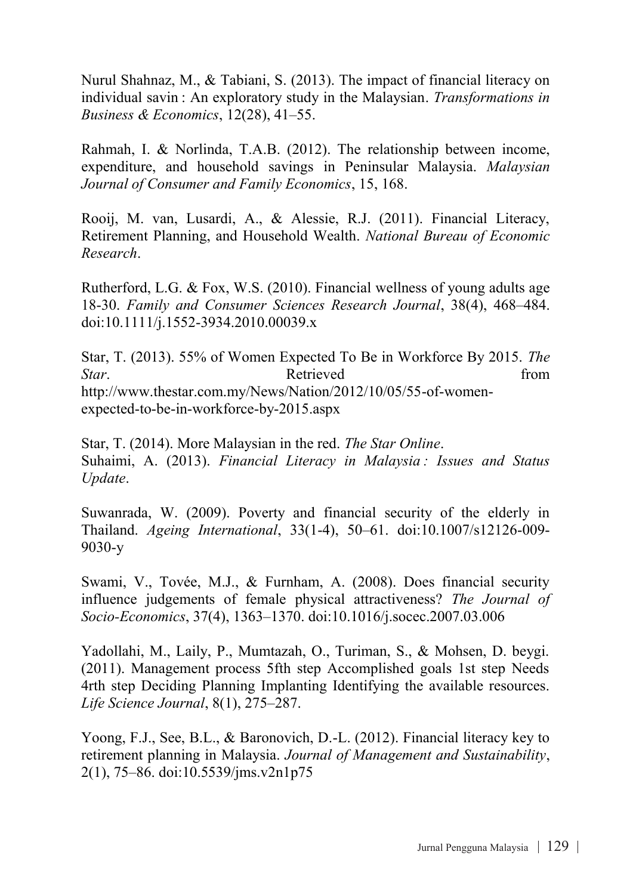Nurul Shahnaz, M., & Tabiani, S. (2013). The impact of financial literacy on individual savin : An exploratory study in the Malaysian. *Transformations in Business & Economics*, 12(28), 41–55.

Rahmah, I. & Norlinda, T.A.B. (2012). The relationship between income, expenditure, and household savings in Peninsular Malaysia. *Malaysian Journal of Consumer and Family Economics*, 15, 168.

Rooij, M. van, Lusardi, A., & Alessie, R.J. (2011). Financial Literacy, Retirement Planning, and Household Wealth. *National Bureau of Economic Research*.

Rutherford, L.G. & Fox, W.S. (2010). Financial wellness of young adults age 18-30. *Family and Consumer Sciences Research Journal*, 38(4), 468–484. doi:10.1111/j.1552-3934.2010.00039.x

Star, T. (2013). 55% of Women Expected To Be in Workforce By 2015. *The Star*. Retrieved from http://www.thestar.com.my/News/Nation/2012/10/05/55-of-women-expected-to-be-in-workforce-by-2015.aspx

Star, T. (2014). More Malaysian in the red. *The Star Online*.

Suhaimi, A. (2013). *Financial Literacy in Malaysia : Issues and Status Update*.

Suwanrada, W. (2009). Poverty and financial security of the elderly in Thailand. *Ageing International*, 33(1-4), 50–61. doi:10.1007/s12126-009-9030-y

Swami, V., Tovée, M.J., & Furnham, A. (2008). Does financial security influence judgements of female physical attractiveness? *The Journal of Socio-Economics*, 37(4), 1363–1370. doi:10.1016/j.socec.2007.03.006

Yadollahi, M., Laily, P., Mumtazah, O., Turiman, S., & Mohsen, D. beygi. (2011). Management process 5fth step Accomplished goals 1st step Needs 4rth step Deciding Planning Implanting Identifying the available resources. *Life Science Journal*, 8(1), 275–287.

Yoong, F.J., See, B.L., & Baronovich, D.-L. (2012). Financial literacy key to retirement planning in Malaysia. *Journal of Management and Sustainability*, 2(1), 75–86. doi:10.5539/jms.v2n1p75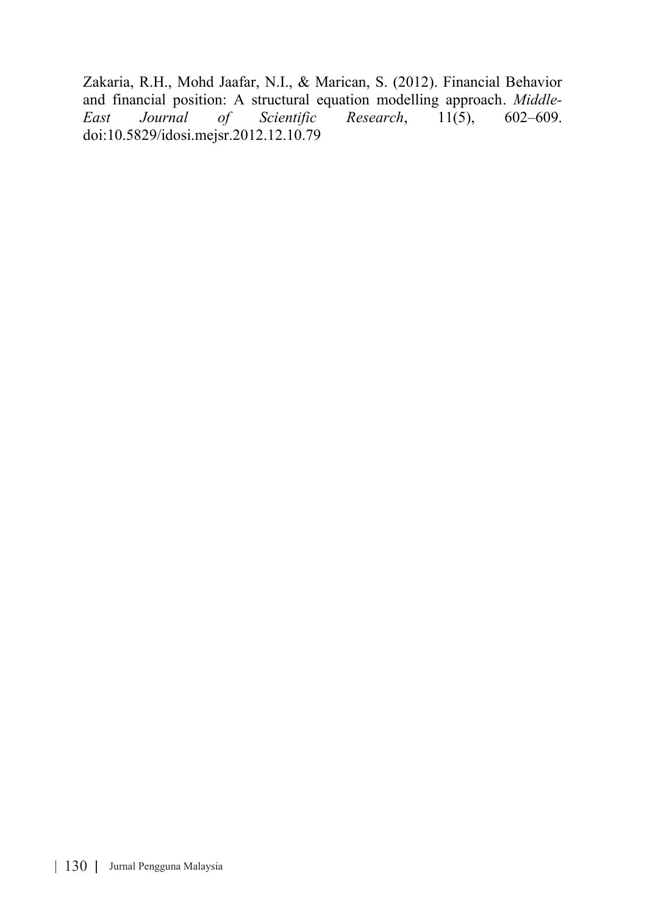Zakaria, R.H., Mohd Jaafar, N.I., & Marican, S. (2012). Financial Behavior and financial position: A structural equation modelling approach. *Middle-East Journal of Scientific Research*, 11(5), 602–609. doi:10.5829/idosi.mejsr.2012.12.10.79